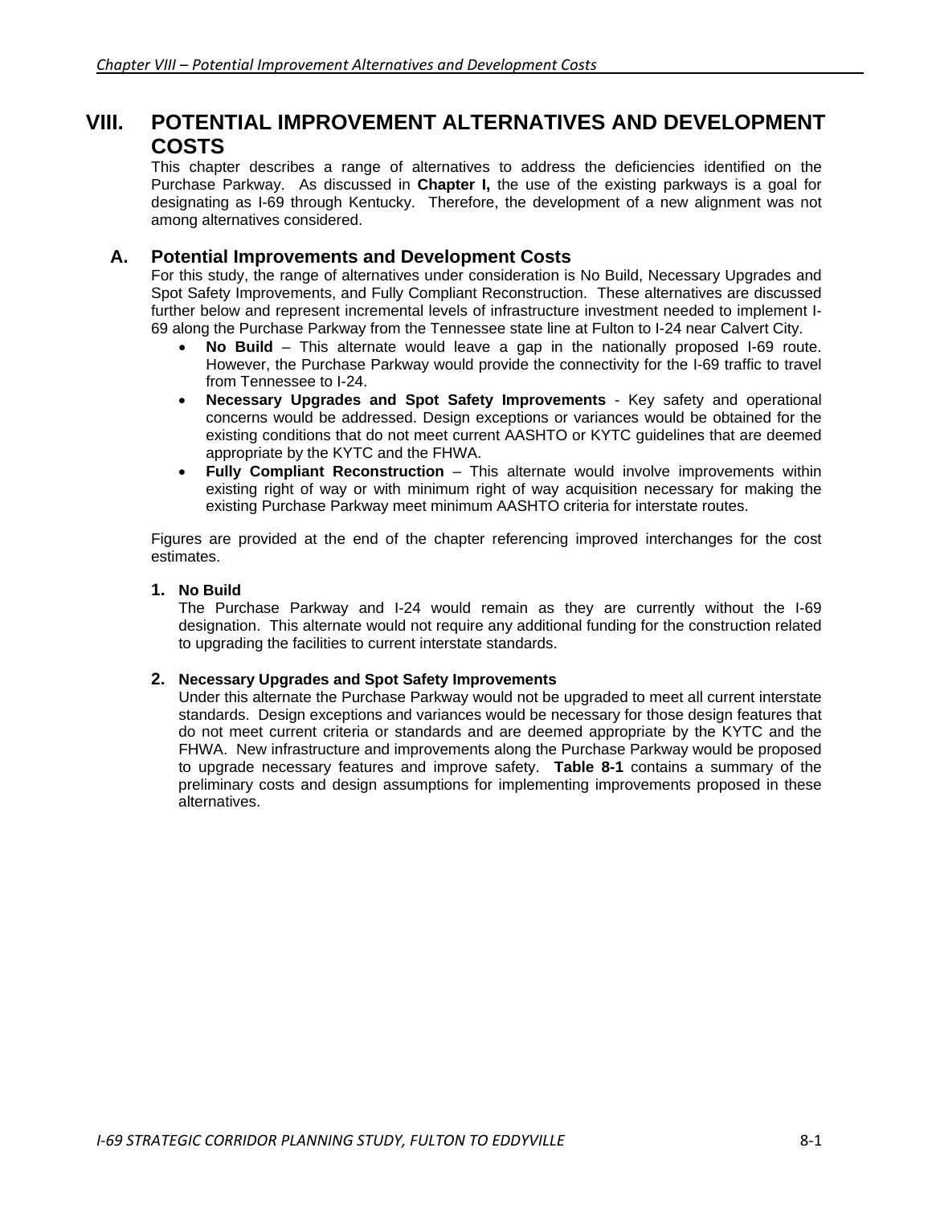# VIII. POTENTIAL IMPROVEMENT ALTERNATIVES AND DEVELOPMENT COSTS

This chapter describes a range of alternatives to address the deficiencies identified on the Purchase Parkway. As discussed in **Chapter I,** the use of the existing parkways is a goal for designating as I-69 through Kentucky. Therefore, the development of a new alignment was not among alternatives considered.

## A. Potential Improvements and Development Costs

For this study, the range of alternatives under consideration is No Build, Necessary Upgrades and Spot Safety Improvements, and Fully Compliant Reconstruction. These alternatives are discussed further below and represent incremental levels of infrastructure investment needed to implement I-69 along the Purchase Parkway from the Tennessee state line at Fulton to I-24 near Calvert City.

- **No Build** – This alternate would leave a gap in the nationally proposed I-69 route. However, the Purchase Parkway would provide the connectivity for the I-69 traffic to travel from Tennessee to I-24.
- **Necessary Upgrades and Spot Safety Improvements** - Key safety and operational concerns would be addressed. Design exceptions or variances would be obtained for the existing conditions that do not meet current AASHTO or KYTC guidelines that are deemed appropriate by the KYTC and the FHWA.
- **Fully Compliant Reconstruction** – This alternate would involve improvements within existing right of way or with minimum right of way acquisition necessary for making the existing Purchase Parkway meet minimum AASHTO criteria for interstate routes.

Figures are provided at the end of the chapter referencing improved interchanges for the cost estimates.

### 1. No Build

The Purchase Parkway and I-24 would remain as they are currently without the I-69 designation. This alternate would not require any additional funding for the construction related to upgrading the facilities to current interstate standards.

### 2. Necessary Upgrades and Spot Safety Improvements

Under this alternate the Purchase Parkway would not be upgraded to meet all current interstate standards. Design exceptions and variances would be necessary for those design features that do not meet current criteria or standards and are deemed appropriate by the KYTC and the FHWA. New infrastructure and improvements along the Purchase Parkway would be proposed to upgrade necessary features and improve safety. **Table 8-1** contains a summary of the preliminary costs and design assumptions for implementing improvements proposed in these alternatives.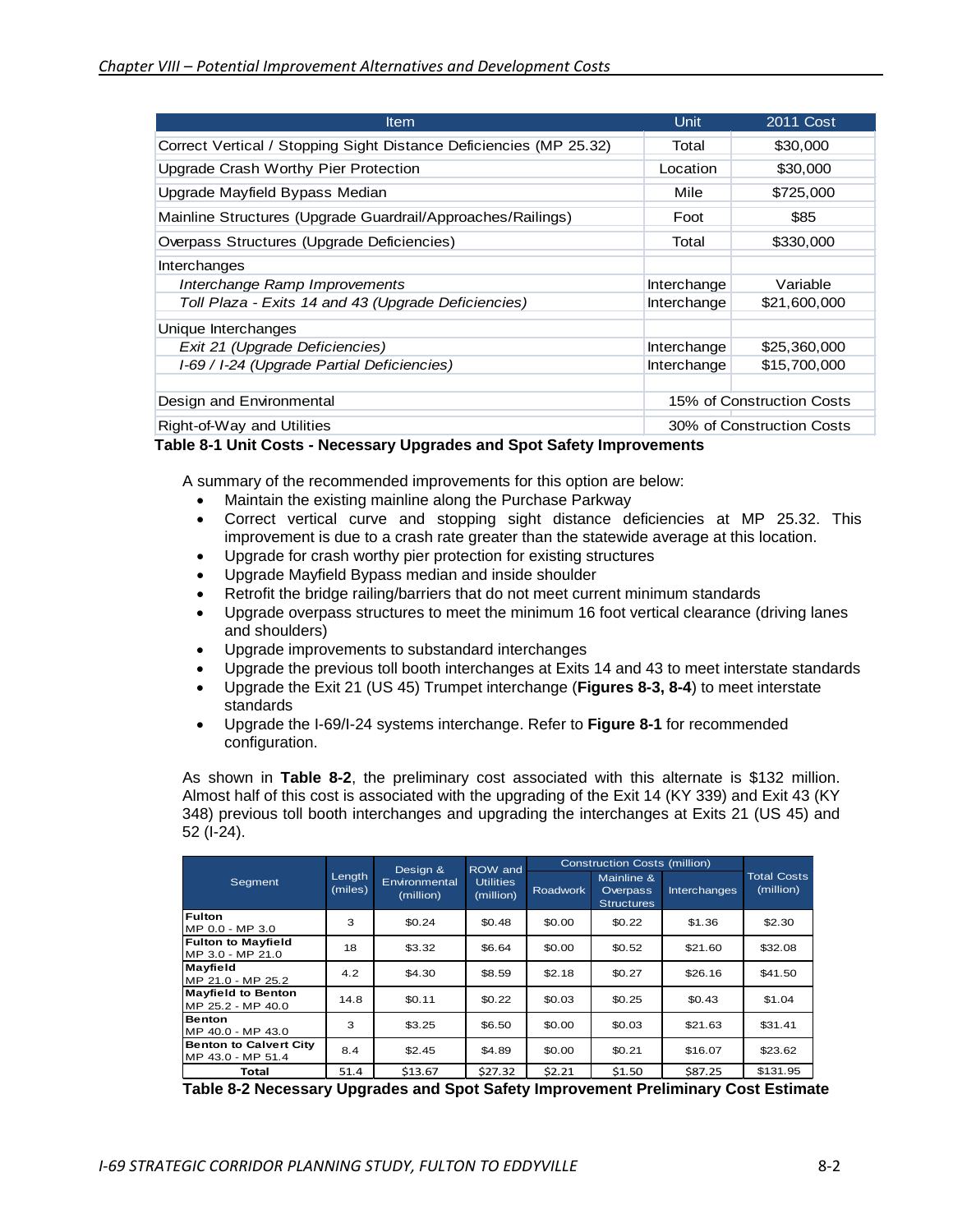| Item | Unit | 2011 Cost |
|---|---|---|
| Correct Vertical / Stopping Sight Distance Deficiencies (MP 25.32) | Total | $30,000 |
| Upgrade Crash Worthy Pier Protection | Location | $30,000 |
| Upgrade Mayfield Bypass Median | Mile | $725,000 |
| Mainline Structures (Upgrade Guardrail/Approaches/Railings) | Foot | $85 |
| Overpass Structures (Upgrade Deficiencies) | Total | $330,000 |
| Interchanges | | |
| *Interchange Ramp Improvements* | Interchange | Variable |
| *Toll Plaza - Exits 14 and 43 (Upgrade Deficiencies)* | Interchange | $21,600,000 |
| Unique Interchanges | | |
| *Exit 21 (Upgrade Deficiencies)* | Interchange | $25,360,000 |
| *I-69 / I-24 (Upgrade Partial Deficiencies)* | Interchange | $15,700,000 |
| | | |
| Design and Environmental | 15% of Construction Costs | |
| Right-of-Way and Utilities | 30% of Construction Costs | |

**Table 8-1 Unit Costs - Necessary Upgrades and Spot Safety Improvements**

A summary of the recommended improvements for this option are below:

- Maintain the existing mainline along the Purchase Parkway
- Correct vertical curve and stopping sight distance deficiencies at MP 25.32. This improvement is due to a crash rate greater than the statewide average at this location.
- Upgrade for crash worthy pier protection for existing structures
- Upgrade Mayfield Bypass median and inside shoulder
- Retrofit the bridge railing/barriers that do not meet current minimum standards
- Upgrade overpass structures to meet the minimum 16 foot vertical clearance (driving lanes and shoulders)
- Upgrade improvements to substandard interchanges
- Upgrade the previous toll booth interchanges at Exits 14 and 43 to meet interstate standards
- Upgrade the Exit 21 (US 45) Trumpet interchange (**Figures 8-3, 8-4**) to meet interstate standards
- Upgrade the I-69/I-24 systems interchange. Refer to **Figure 8-1** for recommended configuration.

As shown in **Table 8-2**, the preliminary cost associated with this alternate is $132 million. Almost half of this cost is associated with the upgrading of the Exit 14 (KY 339) and Exit 43 (KY 348) previous toll booth interchanges and upgrading the interchanges at Exits 21 (US 45) and 52 (I-24).

| Segment | Length (miles) | Design & Environmental (million) | ROW and Utilities (million) | Construction Costs (million) | | | Total Costs (million) |
|---|---|---|---|---|---|---|---|
| | | | | Roadwork | Mainline & Overpass Structures | Interchanges | |
| **Fulton** MP 0.0 - MP 3.0 | 3 | $0.24 | $0.48 | $0.00 | $0.22 | $1.36 | $2.30 |
| **Fulton to Mayfield** MP 3.0 - MP 21.0 | 18 | $3.32 | $6.64 | $0.00 | $0.52 | $21.60 | $32.08 |
| **Mayfield** MP 21.0 - MP 25.2 | 4.2 | $4.30 | $8.59 | $2.18 | $0.27 | $26.16 | $41.50 |
| **Mayfield to Benton** MP 25.2 - MP 40.0 | 14.8 | $0.11 | $0.22 | $0.03 | $0.25 | $0.43 | $1.04 |
| **Benton** MP 40.0 - MP 43.0 | 3 | $3.25 | $6.50 | $0.00 | $0.03 | $21.63 | $31.41 |
| **Benton to Calvert City** MP 43.0 - MP 51.4 | 8.4 | $2.45 | $4.89 | $0.00 | $0.21 | $16.07 | $23.62 |
| **Total** | 51.4 | $13.67 | $27.32 | $2.21 | $1.50 | $87.25 | $131.95 |

**Table 8-2 Necessary Upgrades and Spot Safety Improvement Preliminary Cost Estimate**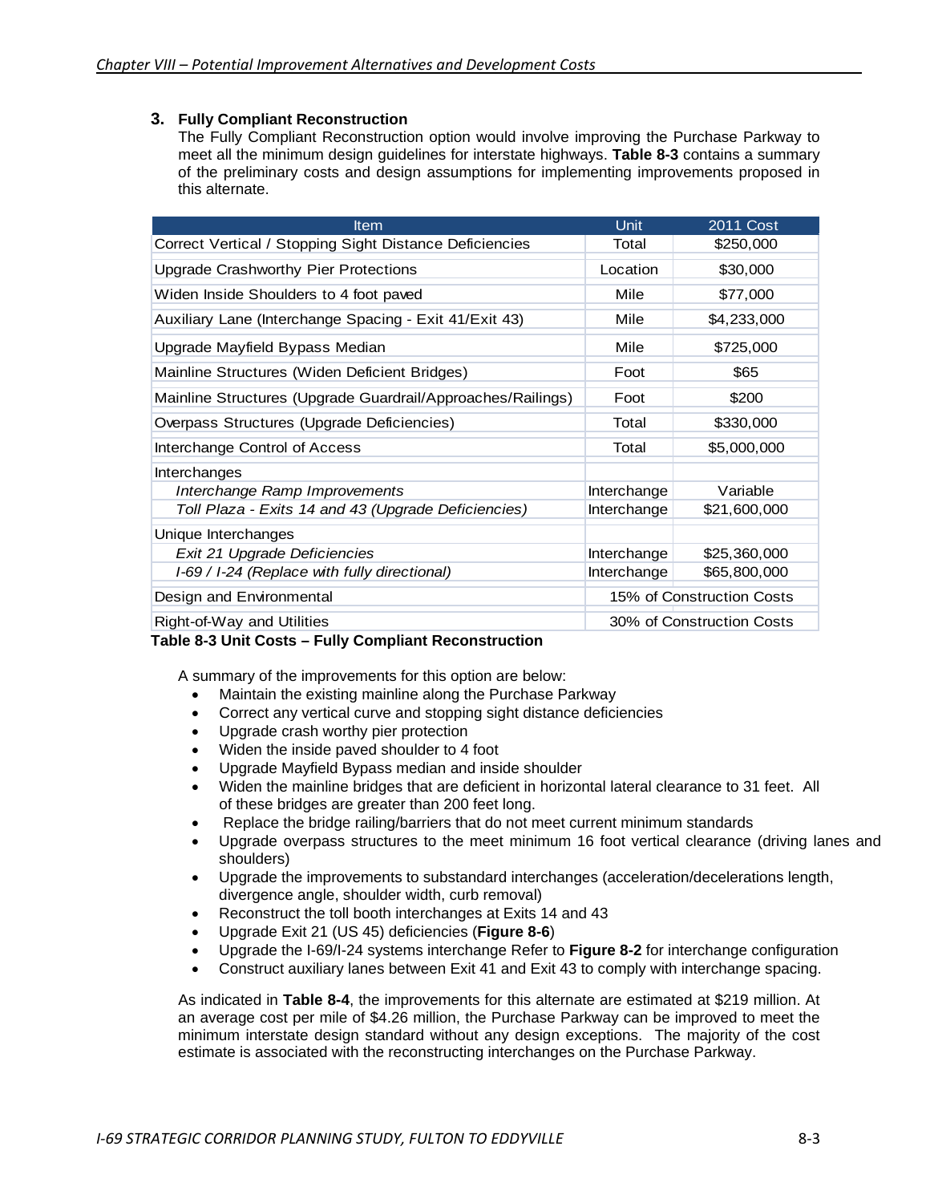### 3. Fully Compliant Reconstruction

The Fully Compliant Reconstruction option would involve improving the Purchase Parkway to meet all the minimum design guidelines for interstate highways. **Table 8-3** contains a summary of the preliminary costs and design assumptions for implementing improvements proposed in this alternate.

| Item | Unit | 2011 Cost |
|---|---|---|
| Correct Vertical / Stopping Sight Distance Deficiencies | Total | $250,000 |
| Upgrade Crashworthy Pier Protections | Location | $30,000 |
| Widen Inside Shoulders to 4 foot paved | Mile | $77,000 |
| Auxiliary Lane (Interchange Spacing - Exit 41/Exit 43) | Mile | $4,233,000 |
| Upgrade Mayfield Bypass Median | Mile | $725,000 |
| Mainline Structures (Widen Deficient Bridges) | Foot | $65 |
| Mainline Structures (Upgrade Guardrail/Approaches/Railings) | Foot | $200 |
| Overpass Structures (Upgrade Deficiencies) | Total | $330,000 |
| Interchange Control of Access | Total | $5,000,000 |
| Interchanges | | |
| *Interchange Ramp Improvements* | Interchange | Variable |
| *Toll Plaza - Exits 14 and 43 (Upgrade Deficiencies)* | Interchange | $21,600,000 |
| Unique Interchanges | | |
| *Exit 21 Upgrade Deficiencies* | Interchange | $25,360,000 |
| *I-69 / I-24 (Replace with fully directional)* | Interchange | $65,800,000 |
| Design and Environmental | 15% of Construction Costs | |
| Right-of-Way and Utilities | 30% of Construction Costs | |

**Table 8-3 Unit Costs – Fully Compliant Reconstruction**

A summary of the improvements for this option are below:

- Maintain the existing mainline along the Purchase Parkway
- Correct any vertical curve and stopping sight distance deficiencies
- Upgrade crash worthy pier protection
- Widen the inside paved shoulder to 4 foot
- Upgrade Mayfield Bypass median and inside shoulder
- Widen the mainline bridges that are deficient in horizontal lateral clearance to 31 feet. All of these bridges are greater than 200 feet long.
- Replace the bridge railing/barriers that do not meet current minimum standards
- Upgrade overpass structures to the meet minimum 16 foot vertical clearance (driving lanes and shoulders)
- Upgrade the improvements to substandard interchanges (acceleration/decelerations length, divergence angle, shoulder width, curb removal)
- Reconstruct the toll booth interchanges at Exits 14 and 43
- Upgrade Exit 21 (US 45) deficiencies (**Figure 8-6**)
- Upgrade the I-69/I-24 systems interchange Refer to **Figure 8-2** for interchange configuration
- Construct auxiliary lanes between Exit 41 and Exit 43 to comply with interchange spacing.

As indicated in **Table 8-4**, the improvements for this alternate are estimated at $219 million. At an average cost per mile of $4.26 million, the Purchase Parkway can be improved to meet the minimum interstate design standard without any design exceptions. The majority of the cost estimate is associated with the reconstructing interchanges on the Purchase Parkway.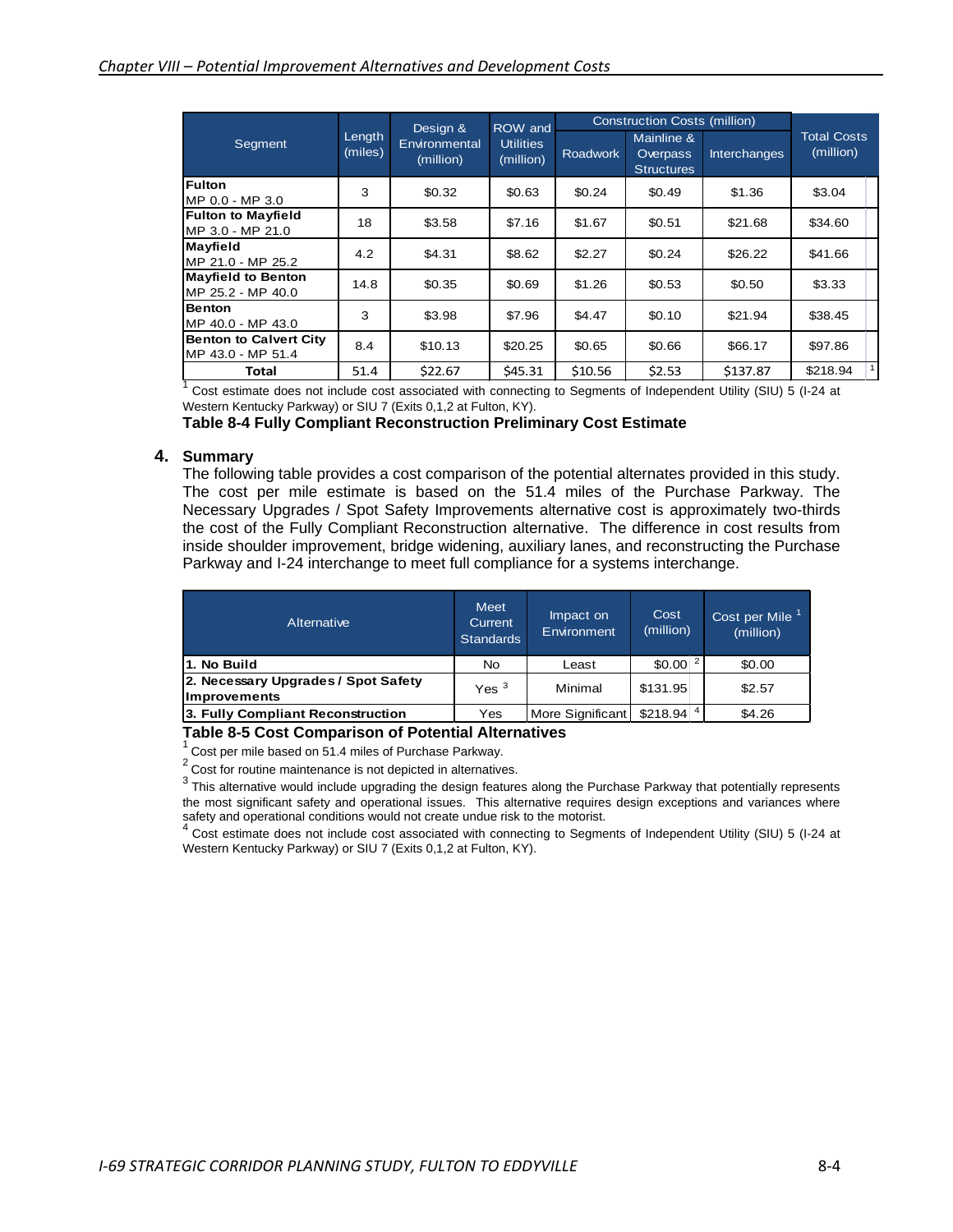| Segment | Length (miles) | Design & Environmental (million) | ROW and Utilities (million) | Construction Costs (million) | | | Total Costs (million) |
|---|---|---|---|---|---|---|---|
| | | | | Roadwork | Mainline & Overpass Structures | Interchanges | |
| **Fulton** MP 0.0 - MP 3.0 | 3 | $0.32 | $0.63 | $0.24 | $0.49 | $1.36 | $3.04 |
| **Fulton to Mayfield** MP 3.0 - MP 21.0 | 18 | $3.58 | $7.16 | $1.67 | $0.51 | $21.68 | $34.60 |
| **Mayfield** MP 21.0 - MP 25.2 | 4.2 | $4.31 | $8.62 | $2.27 | $0.24 | $26.22 | $41.66 |
| **Mayfield to Benton** MP 25.2 - MP 40.0 | 14.8 | $0.35 | $0.69 | $1.26 | $0.53 | $0.50 | $3.33 |
| **Benton** MP 40.0 - MP 43.0 | 3 | $3.98 | $7.96 | $4.47 | $0.10 | $21.94 | $38.45 |
| **Benton to Calvert City** MP 43.0 - MP 51.4 | 8.4 | $10.13 | $20.25 | $0.65 | $0.66 | $66.17 | $97.86 |
| **Total** | 51.4 | $22.67 | $45.31 | $10.56 | $2.53 | $137.87 | $218.94 [1] |

[1] Cost estimate does not include cost associated with connecting to Segments of Independent Utility (SIU) 5 (I-24 at Western Kentucky Parkway) or SIU 7 (Exits 0,1,2 at Fulton, KY).

**Table 8-4 Fully Compliant Reconstruction Preliminary Cost Estimate**

## 4. Summary

The following table provides a cost comparison of the potential alternates provided in this study. The cost per mile estimate is based on the 51.4 miles of the Purchase Parkway. The Necessary Upgrades / Spot Safety Improvements alternative cost is approximately two-thirds the cost of the Fully Compliant Reconstruction alternative. The difference in cost results from inside shoulder improvement, bridge widening, auxiliary lanes, and reconstructing the Purchase Parkway and I-24 interchange to meet full compliance for a systems interchange.

| Alternative | Meet Current Standards | Impact on Environment | Cost (million) | Cost per Mile [1] (million) |
|---|---|---|---|---|
| **1. No Build** | No | Least | $0.00 [2] | $0.00 |
| **2. Necessary Upgrades / Spot Safety Improvements** | Yes [3] | Minimal | $131.95 | $2.57 |
| **3. Fully Compliant Reconstruction** | Yes | More Significant | $218.94 [4] | $4.26 |

**Table 8-5 Cost Comparison of Potential Alternatives**

[1] Cost per mile based on 51.4 miles of Purchase Parkway.

[2] Cost for routine maintenance is not depicted in alternatives.

[3] This alternative would include upgrading the design features along the Purchase Parkway that potentially represents the most significant safety and operational issues. This alternative requires design exceptions and variances where safety and operational conditions would not create undue risk to the motorist.

[4] Cost estimate does not include cost associated with connecting to Segments of Independent Utility (SIU) 5 (I-24 at Western Kentucky Parkway) or SIU 7 (Exits 0,1,2 at Fulton, KY).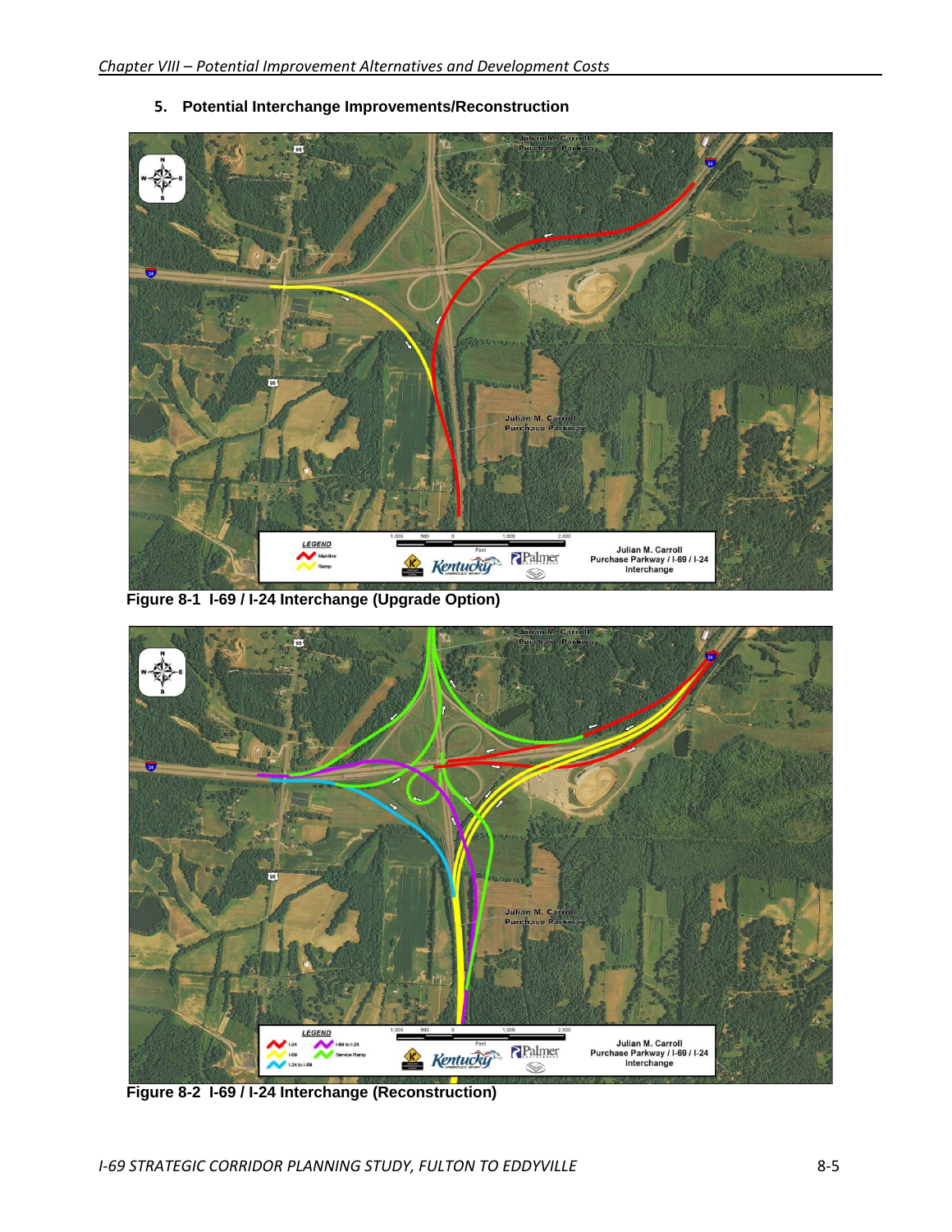## 5. Potential Interchange Improvements/Reconstruction

Julian M. Carroll Purchase Parkway

Julian M. Carroll Purchase Parkway

LEGEND

Mainline

Ramp

1,000 500 0 1,000 2,000

Feet

Julian M. Carroll Purchase Parkway / I-69 / I-24 Interchange

**Figure 8-1 I-69 / I-24 Interchange (Upgrade Option)**

Julian M. Carroll Purchase Parkway

Julian M. Carroll Purchase Parkway

LEGEND

I-24

I-69

I-24 to I-69

I-69 to I-24

Service Ramp

1,000 500 0 1,000 2,000

Feet

Julian M. Carroll Purchase Parkway / I-69 / I-24 Interchange

**Figure 8-2 I-69 / I-24 Interchange (Reconstruction)**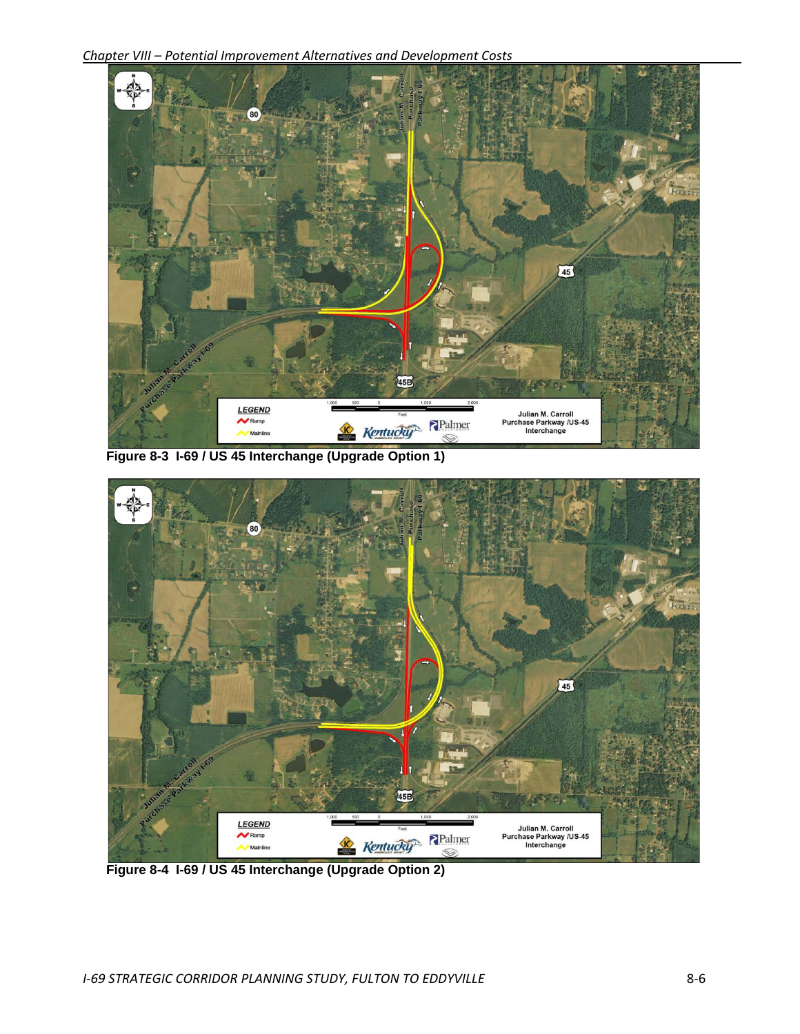Figure 8-3 I-69 / US 45 Interchange (Upgrade Option 1)

Figure 8-4 I-69 / US 45 Interchange (Upgrade Option 2)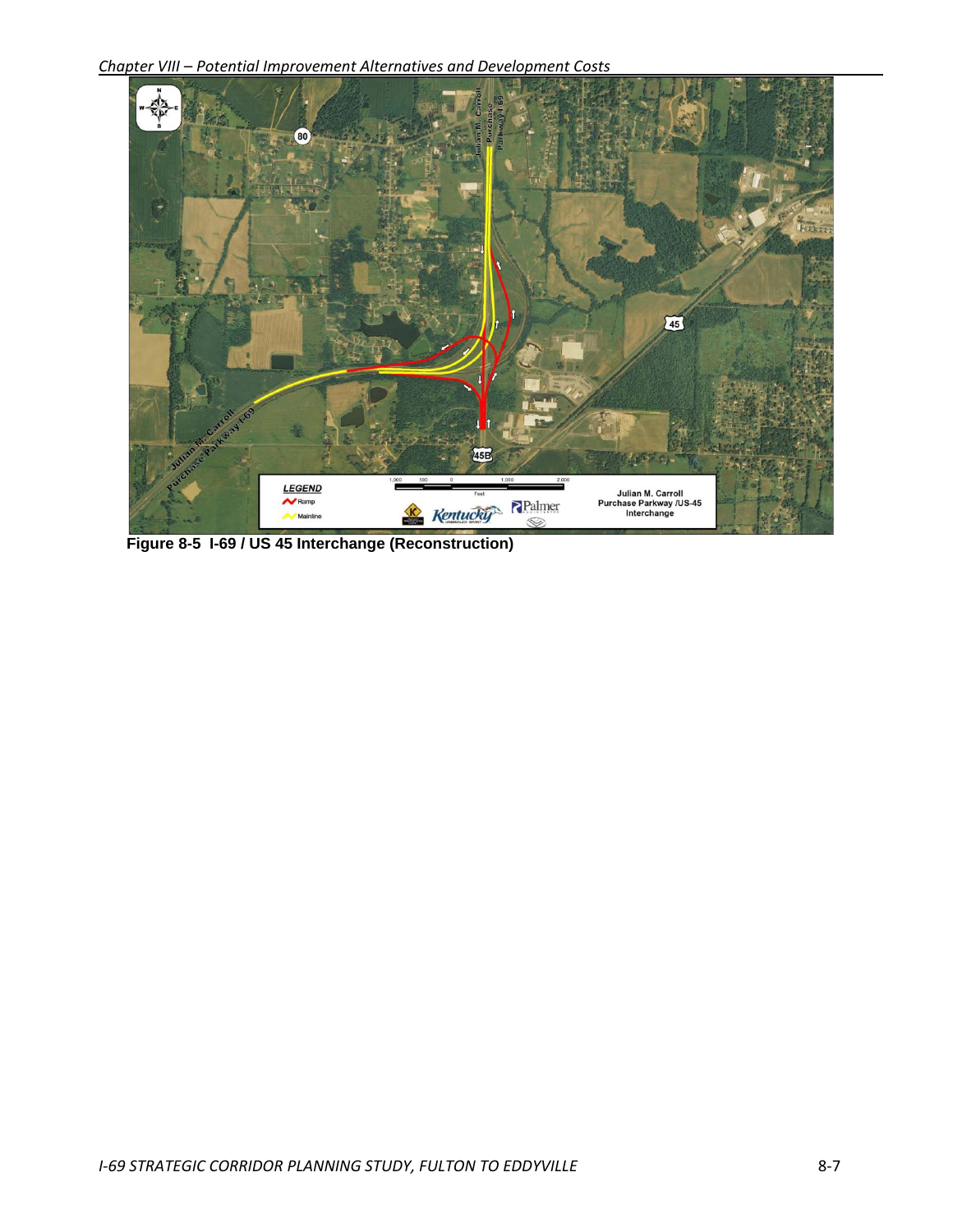Figure 8-5 I-69 / US 45 Interchange (Reconstruction)